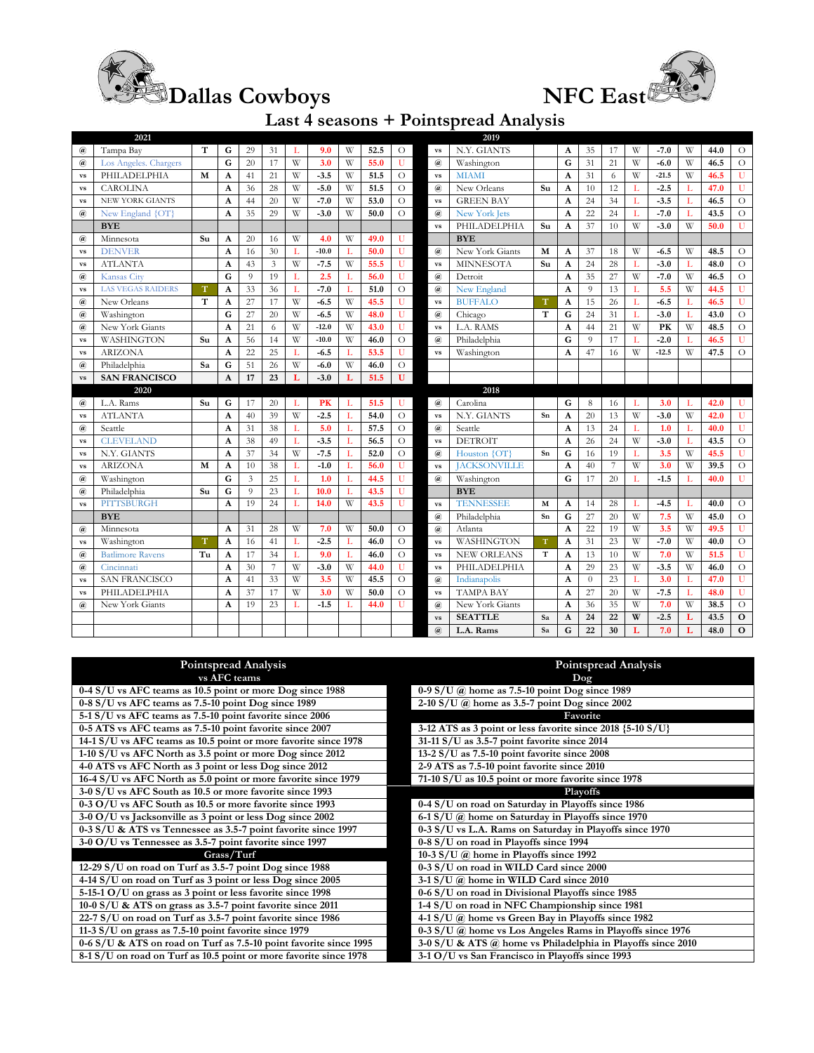# Dallas Cowboys — NFC East

## Last 4 seasons + Pointspread Analysis

### 2021

| | Opponent | | | | | | | | | | |
|---|---|---|---|---|---|---|---|---|---|---|---|
| @ | Tampa Bay | T | G | 29 | 31 | L | 9.0 | W | 52.5 | O |
| @ | Los Angeles. Chargers | | G | 20 | 17 | W | 3.0 | W | 55.0 | U |
| vs | PHILADELPHIA | M | A | 41 | 21 | W | -3.5 | W | 51.5 | O |
| vs | CAROLINA | | A | 36 | 28 | W | -5.0 | W | 51.5 | O |
| vs | NEW YORK GIANTS | | A | 44 | 20 | W | -7.0 | W | 53.0 | O |
| @ | New England {OT} | | A | 35 | 29 | W | -3.0 | W | 50.0 | O |
| | BYE | | | | | | | | | |
| @ | Minnesota | Su | A | 20 | 16 | W | 4.0 | W | 49.0 | U |
| vs | DENVER | | A | 16 | 30 | L | -10.0 | L | 50.0 | U |
| vs | ATLANTA | | A | 43 | 3 | W | -7.5 | W | 55.5 | U |
| @ | Kansas City | | G | 9 | 19 | L | 2.5 | L | 56.0 | U |
| vs | LAS VEGAS RAIDERS | T | A | 33 | 36 | L | -7.0 | L | 51.0 | O |
| @ | New Orleans | T | A | 27 | 17 | W | -6.5 | W | 45.5 | U |
| @ | Washington | | G | 27 | 20 | W | -6.5 | W | 48.0 | U |
| @ | New York Giants | | A | 21 | 6 | W | -12.0 | W | 43.0 | U |
| vs | WASHINGTON | Su | A | 56 | 14 | W | -10.0 | W | 46.0 | O |
| vs | ARIZONA | | A | 22 | 25 | L | -6.5 | L | 53.5 | U |
| @ | Philadelphia | Sa | G | 51 | 26 | W | -6.0 | W | 46.0 | O |
| vs | **SAN FRANCISCO** | | **A** | **17** | **23** | **L** | **-3.0** | **L** | **51.5** | **U** |

### 2020

| | Opponent | | | | | | | | | |
|---|---|---|---|---|---|---|---|---|---|---|
| @ | L.A. Rams | Su | G | 17 | 20 | L | PK | L | 51.5 | U |
| vs | ATLANTA | | A | 40 | 39 | W | -2.5 | L | 54.0 | O |
| @ | Seattle | | A | 31 | 38 | L | 5.0 | L | 57.5 | O |
| vs | CLEVELAND | | A | 38 | 49 | L | -3.5 | L | 56.5 | O |
| vs | N.Y. GIANTS | | A | 37 | 34 | W | -7.5 | L | 52.0 | O |
| vs | ARIZONA | M | A | 10 | 38 | L | -1.0 | L | 56.0 | U |
| @ | Washington | | G | 3 | 25 | L | 1.0 | L | 44.5 | U |
| @ | Philadelphia | Su | G | 9 | 23 | L | 10.0 | L | 43.5 | U |
| vs | PITTSBURGH | | A | 19 | 24 | L | 14.0 | W | 43.5 | U |
| | BYE | | | | | | | | | |
| @ | Minnesota | | A | 31 | 28 | W | 7.0 | W | 50.0 | O |
| vs | Washington | T | A | 16 | 41 | L | -2.5 | L | 46.0 | O |
| @ | Batlimore Ravens | Tu | A | 17 | 34 | L | 9.0 | L | 46.0 | O |
| @ | Cincinnati | | A | 30 | 7 | W | -3.0 | W | 44.0 | U |
| vs | SAN FRANCISCO | | A | 41 | 33 | W | 3.5 | W | 45.5 | O |
| vs | PHILADELPHIA | | A | 37 | 17 | W | 3.0 | W | 50.0 | O |
| @ | New York Giants | | A | 19 | 23 | L | -1.5 | L | 44.0 | U |

### 2019

| | Opponent | | | | | | | | | |
|---|---|---|---|---|---|---|---|---|---|---|
| vs | N.Y. GIANTS | | A | 35 | 17 | W | -7.0 | W | 44.0 | O |
| @ | Washington | | G | 31 | 21 | W | -6.0 | W | 46.5 | O |
| vs | MIAMI | | A | 31 | 6 | W | -21.5 | W | 46.5 | U |
| @ | New Orleans | Su | A | 10 | 12 | L | -2.5 | L | 47.0 | U |
| vs | GREEN BAY | | A | 24 | 34 | L | -3.5 | L | 46.5 | O |
| @ | New York Jets | | A | 22 | 24 | L | -7.0 | L | 43.5 | O |
| vs | PHILADELPHIA | Su | A | 37 | 10 | W | -3.0 | W | 50.0 | U |
| | BYE | | | | | | | | | |
| @ | New York Giants | M | A | 37 | 18 | W | -6.5 | W | 48.5 | O |
| vs | MINNESOTA | Su | A | 24 | 28 | L | -3.0 | L | 48.0 | O |
| @ | Detroit | | A | 35 | 27 | W | -7.0 | W | 46.5 | O |
| @ | New England | | A | 9 | 13 | L | 5.5 | W | 44.5 | U |
| vs | BUFFALO | T | A | 15 | 26 | L | -6.5 | L | 46.5 | U |
| @ | Chicago | T | G | 24 | 31 | L | -3.0 | L | 43.0 | O |
| vs | L.A. RAMS | | A | 44 | 21 | W | PK | W | 48.5 | O |
| @ | Philadelphia | | G | 9 | 17 | L | -2.0 | L | 46.5 | U |
| vs | Washington | | A | 47 | 16 | W | -12.5 | W | 47.5 | O |

### 2018

| | Opponent | | | | | | | | | |
|---|---|---|---|---|---|---|---|---|---|---|
| @ | Carolina | | G | 8 | 16 | L | 3.0 | L | 42.0 | U |
| vs | N.Y. GIANTS | Sn | A | 20 | 13 | W | -3.0 | W | 42.0 | U |
| @ | Seattle | | A | 13 | 24 | L | 1.0 | L | 40.0 | U |
| vs | DETROIT | | A | 26 | 24 | W | -3.0 | L | 43.5 | O |
| @ | Houston {OT} | Sn | G | 16 | 19 | L | 3.5 | W | 45.5 | U |
| vs | JACKSONVILLE | | A | 40 | 7 | W | 3.0 | W | 39.5 | O |
| @ | Washington | | G | 17 | 20 | L | -1.5 | L | 40.0 | U |
| | BYE | | | | | | | | | |
| vs | TENNESSEE | M | A | 14 | 28 | L | -4.5 | L | 40.0 | O |
| @ | Philadelphia | Sn | G | 27 | 20 | W | 7.5 | W | 45.0 | O |
| @ | Atlanta | | A | 22 | 19 | W | 3.5 | W | 49.5 | U |
| vs | WASHINGTON | T | A | 31 | 23 | W | -7.0 | W | 40.0 | O |
| vs | NEW ORLEANS | T | A | 13 | 10 | W | 7.0 | W | 51.5 | U |
| vs | PHILADELPHIA | | A | 29 | 23 | W | -3.5 | W | 46.0 | O |
| @ | Indianapolis | | A | 0 | 23 | L | 3.0 | L | 47.0 | U |
| vs | TAMPA BAY | | A | 27 | 20 | W | -7.5 | L | 48.0 | U |
| @ | New York Giants | | A | 36 | 35 | W | 7.0 | W | 38.5 | O |
| vs | **SEATTLE** | **Sa** | **A** | **24** | **22** | **W** | **-2.5** | **L** | **43.5** | **O** |
| @ | **L.A. Rams** | **Sa** | **G** | **22** | **30** | **L** | **7.0** | **L** | **48.0** | **O** |

## Pointspread Analysis

| vs AFC teams |
|---|
| 0-4 S/U vs AFC teams as 10.5 point or more Dog since 1988 |
| 0-8 S/U vs AFC teams as 7.5-10 point Dog since 1989 |
| 5-1 S/U vs AFC teams as 7.5-10 point favorite since 2006 |
| 0-5 ATS vs AFC teams as 3.5-7 point favorite since 2007 |
| 14-1 S/U vs AFC teams as 10.5 point or more favorite since 1978 |
| 1-10 S/U vs AFC North as 3.5 point or more Dog since 2012 |
| 4-0 ATS vs AFC North as 3 point or less Dog since 2012 |
| 16-4 S/U vs AFC North as 5.0 point or more favorite since 1979 |
| 3-0 S/U vs AFC South as 10.5 or more favorite since 1993 |
| 0-3 O/U vs AFC South as 10.5 or more favorite since 1993 |
| 3-0 O/U vs Jacksonville as 3 point or less Dog since 2002 |
| 0-3 S/U & ATS vs Tennessee as 3.5-7 point favorite since 1997 |
| 3-0 O/U vs Tennessee as 3.5-7 point favorite since 1997 |
| **Grass/Turf** |
| 12-29 S/U on road on Turf as 3.5-7 point Dog since 1988 |
| 4-14 S/U on road on Turf as 3 point or less Dog since 2005 |
| 5-15-1 O/U on grass as 3 point or less favorite since 1998 |
| 10-0 S/U & ATS on grass as 3.5-7 point favorite since 2011 |
| 22-7 S/U on road on Turf as 3.5-7 point favorite since 1986 |
| 11-3 S/U on grass as 7.5-10 point favorite since 1979 |
| 0-6 S/U & ATS on road on Turf as 7.5-10 point favorite since 1995 |
| 8-1 S/U on road on Turf as 10.5 point or more favorite since 1978 |

## Pointspread Analysis

| Dog |
|---|
| 0-9 S/U @ home as 7.5-10 point Dog since 1989 |
| 2-10 S/U @ home as 3.5-7 point Dog since 2002 |
| **Favorite** |
| 3-12 ATS as 3 point or less favorite since 2018 {5-10 S/U} |
| 31-11 S/U as 3.5-7 point favorite since 2014 |
| 13-2 S/U as 7.5-10 point favorite since 2008 |
| 2-9 ATS as 7.5-10 point favorite since 2010 |
| 71-10 S/U as 10.5 point or more favorite since 1978 |
| **Playoffs** |
| 0-4 S/U on road on Saturday in Playoffs since 1986 |
| 6-1 S/U @ home on Saturday in Playoffs since 1970 |
| 0-3 S/U vs L.A. Rams on Saturday in Playoffs since 1970 |
| 0-8 S/U on road in Playoffs since 1994 |
| 10-3 S/U @ home in Playoffs since 1992 |
| 0-3 S/U on road in WILD Card since 2000 |
| 3-1 S/U @ home in WILD Card since 2010 |
| 0-6 S/U on road in Divisional Playoffs since 1985 |
| 1-4 S/U on road in NFC Championship since 1981 |
| 4-1 S/U @ home vs Green Bay in Playoffs since 1982 |
| 0-3 S/U @ home vs Los Angeles Rams in Playoffs since 1976 |
| 3-0 S/U & ATS @ home vs Philadelphia in Playoffs since 2010 |
| 3-1 O/U vs San Francisco in Playoffs since 1993 |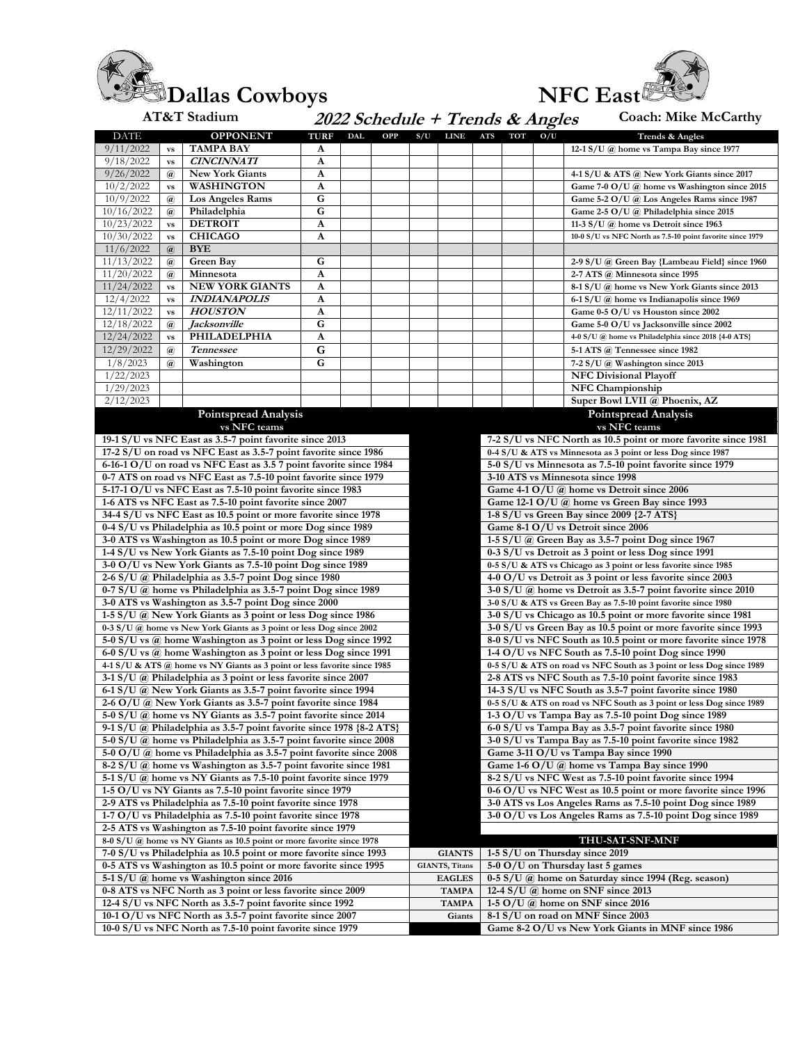# Dallas Cowboys — NFC East

**AT&T Stadium** — ***2022 Schedule + Trends & Angles*** — **Coach: Mike McCarthy**

| DATE | | OPPONENT | TURF | DAL | OPP | S/U | LINE | ATS | TOT | O/U | Trends & Angles |
|---|---|---|---|---|---|---|---|---|---|---|---|
| 9/11/2022 | vs | **TAMPA BAY** | A | | | | | | | | 12-1 S/U @ home vs Tampa Bay since 1977 |
| 9/18/2022 | vs | ***CINCINNATI*** | A | | | | | | | | |
| 9/26/2022 | @ | New York Giants | A | | | | | | | | 4-1 S/U & ATS @ New York Giants since 2017 |
| 10/2/2022 | vs | **WASHINGTON** | A | | | | | | | | Game 7-0 O/U @ home vs Washington since 2015 |
| 10/9/2022 | @ | Los Angeles Rams | G | | | | | | | | Game 5-2 O/U @ Los Angeles Rams since 1987 |
| 10/16/2022 | @ | Philadelphia | G | | | | | | | | Game 2-5 O/U @ Philadelphia since 2015 |
| 10/23/2022 | vs | **DETROIT** | A | | | | | | | | 11-3 S/U @ home vs Detroit since 1963 |
| 10/30/2022 | vs | **CHICAGO** | A | | | | | | | | 10-0 S/U vs NFC North as 7.5-10 point favorite since 1979 |
| 11/6/2022 | @ | BYE | | | | | | | | | |
| 11/13/2022 | @ | Green Bay | G | | | | | | | | 2-9 S/U @ Green Bay {Lambeau Field} since 1960 |
| 11/20/2022 | @ | Minnesota | A | | | | | | | | 2-7 ATS @ Minnesota since 1995 |
| 11/24/2022 | vs | **NEW YORK GIANTS** | A | | | | | | | | 8-1 S/U @ home vs New York Giants since 2013 |
| 12/4/2022 | vs | ***INDIANAPOLIS*** | A | | | | | | | | 6-1 S/U @ home vs Indianapolis since 1969 |
| 12/11/2022 | vs | ***HOUSTON*** | A | | | | | | | | Game 0-5 O/U vs Houston since 2002 |
| 12/18/2022 | @ | *Jacksonville* | G | | | | | | | | Game 5-0 O/U vs Jacksonville since 2002 |
| 12/24/2022 | vs | **PHILADELPHIA** | A | | | | | | | | 4-0 S/U @ home vs Philadelphia since 2018 {4-0 ATS} |
| 12/29/2022 | @ | *Tennessee* | G | | | | | | | | 5-1 ATS @ Tennessee since 1982 |
| 1/8/2023 | @ | Washington | G | | | | | | | | 7-2 S/U @ Washington since 2013 |
| 1/22/2023 | | | | | | | | | | | NFC Divisional Playoff |
| 1/29/2023 | | | | | | | | | | | NFC Championship |
| 2/12/2023 | | | | | | | | | | | Super Bowl LVII @ Phoenix, AZ |

## Pointspread Analysis vs NFC teams

- 19-1 S/U vs NFC East as 3.5-7 point favorite since 2013
- 17-2 S/U on road vs NFC East as 3.5-7 point favorite since 1986
- 6-16-1 O/U on road vs NFC East as 3.5 7 point favorite since 1984
- 0-7 ATS on road vs NFC East as 7.5-10 point favorite since 1979
- 5-17-1 O/U vs NFC East as 7.5-10 point favorite since 1983
- 1-6 ATS vs NFC East as 7.5-10 point favorite since 2007
- 34-4 S/U vs NFC East as 10.5 point or more favorite since 1978
- 0-4 S/U vs Philadelphia as 10.5 point or more Dog since 1989
- 3-0 ATS vs Washington as 10.5 point or more Dog since 1989
- 1-4 S/U vs New York Giants as 7.5-10 point Dog since 1989
- 3-0 O/U vs New York Giants as 7.5-10 point Dog since 1989
- 2-6 S/U @ Philadelphia as 3.5-7 point Dog since 1980
- 0-7 S/U @ home vs Philadelphia as 3.5-7 point Dog since 1989
- 3-0 ATS vs Washington as 3.5-7 point Dog since 2000
- 1-5 S/U @ New York Giants as 3 point or less Dog since 1986
- 0-3 S/U @ home vs New York Giants as 3 point or less Dog since 2002
- 5-0 S/U vs @ home Washington as 3 point or less Dog since 1992
- 6-0 S/U vs @ home Washington as 3 point or less Dog since 1991
- 4-1 S/U & ATS @ home vs NY Giants as 3 point or less favorite since 1985
- 3-1 S/U @ Philadelphia as 3 point or less favorite since 2007
- 6-1 S/U @ New York Giants as 3.5-7 point favorite since 1994
- 2-6 O/U @ New York Giants as 3.5-7 point favorite since 1984
- 5-0 S/U @ home vs NY Giants as 3.5-7 point favorite since 2014
- 9-1 S/U @ Philadelphia as 3.5-7 point favorite since 1978 {8-2 ATS}
- 5-0 S/U @ home vs Philadelphia as 3.5-7 point favorite since 2008
- 5-0 O/U @ home vs Philadelphia as 3.5-7 point favorite since 2008
- 8-2 S/U @ home vs Washington as 3.5-7 point favorite since 1981
- 5-1 S/U @ home vs NY Giants as 7.5-10 point favorite since 1979
- 1-5 O/U vs NY Giants as 7.5-10 point favorite since 1979
- 2-9 ATS vs Philadelphia as 7.5-10 point favorite since 1978
- 1-7 O/U vs Philadelphia as 7.5-10 point favorite since 1978
- 2-5 ATS vs Washington as 7.5-10 point favorite since 1979
- 8-0 S/U @ home vs NY Giants as 10.5 point or more favorite since 1978
- 7-0 S/U vs Philadelphia as 10.5 point or more favorite since 1993
- 0-5 ATS vs Washington as 10.5 point or more favorite since 1995
- 5-1 S/U @ home vs Washington since 2016
- 0-8 ATS vs NFC North as 3 point or less favorite since 2009
- 12-4 S/U vs NFC North as 3.5-7 point favorite since 1992
- 10-1 O/U vs NFC North as 3.5-7 point favorite since 2007
- 10-0 S/U vs NFC North as 7.5-10 point favorite since 1979

## Pointspread Analysis vs NFC teams

- 7-2 S/U vs NFC North as 10.5 point or more favorite since 1981
- 0-4 S/U & ATS vs Minnesota as 3 point or less Dog since 1987
- 5-0 S/U vs Minnesota as 7.5-10 point favorite since 1979
- 3-10 ATS vs Minnesota since 1998
- Game 4-1 O/U @ home vs Detroit since 2006
- Game 12-1 O/U @ home vs Green Bay since 1993
- 1-8 S/U vs Green Bay since 2009 {2-7 ATS}
- Game 8-1 O/U vs Detroit since 2006
- 1-5 S/U @ Green Bay as 3.5-7 point Dog since 1967
- 0-3 S/U vs Detroit as 3 point or less Dog since 1991
- 0-5 S/U & ATS vs Chicago as 3 point or less favorite since 1985
- 4-0 O/U vs Detroit as 3 point or less favorite since 2003
- 3-0 S/U @ home vs Detroit as 3.5-7 point favorite since 2010
- 3-0 S/U & ATS vs Green Bay as 7.5-10 point favorite since 1980
- 3-0 S/U vs Chicago as 10.5 point or more favorite since 1981
- 3-0 S/U vs Green Bay as 10.5 point or more favorite since 1993
- 8-0 S/U vs NFC South as 10.5 point or more favorite since 1978
- 1-4 O/U vs NFC South as 7.5-10 point Dog since 1990
- 0-5 S/U & ATS on road vs NFC South as 3 point or less Dog since 1989
- 2-8 ATS vs NFC South as 7.5-10 point favorite since 1983
- 14-3 S/U vs NFC South as 3.5-7 point favorite since 1980
- 0-5 S/U & ATS on road vs NFC South as 3 point or less Dog since 1989
- 1-3 O/U vs Tampa Bay as 7.5-10 point Dog since 1989
- 6-0 S/U vs Tampa Bay as 3.5-7 point favorite since 1980
- 3-0 S/U vs Tampa Bay as 7.5-10 point favorite since 1982
- Game 3-11 O/U vs Tampa Bay since 1990
- Game 1-6 O/U @ home vs Tampa Bay since 1990
- 8-2 S/U vs NFC West as 7.5-10 point favorite since 1994
- 0-6 O/U vs NFC West as 10.5 point or more favorite since 1996
- 3-0 ATS vs Los Angeles Rams as 7.5-10 point Dog since 1989
- 3-0 O/U vs Los Angeles Rams as 7.5-10 point Dog since 1989

## THU-SAT-SNF-MNF

| | |
|---|---|
| GIANTS | 1-5 S/U on Thursday since 2019 |
| GIANTS, Titans | 5-0 O/U on Thursday last 5 games |
| EAGLES | 0-5 S/U @ home on Saturday since 1994 (Reg. season) |
| TAMPA | 12-4 S/U @ home on SNF since 2013 |
| TAMPA | 1-5 O/U @ home on SNF since 2016 |
| Giants | 8-1 S/U on road on MNF Since 2003 |
| | Game 8-2 O/U vs New York Giants in MNF since 1986 |